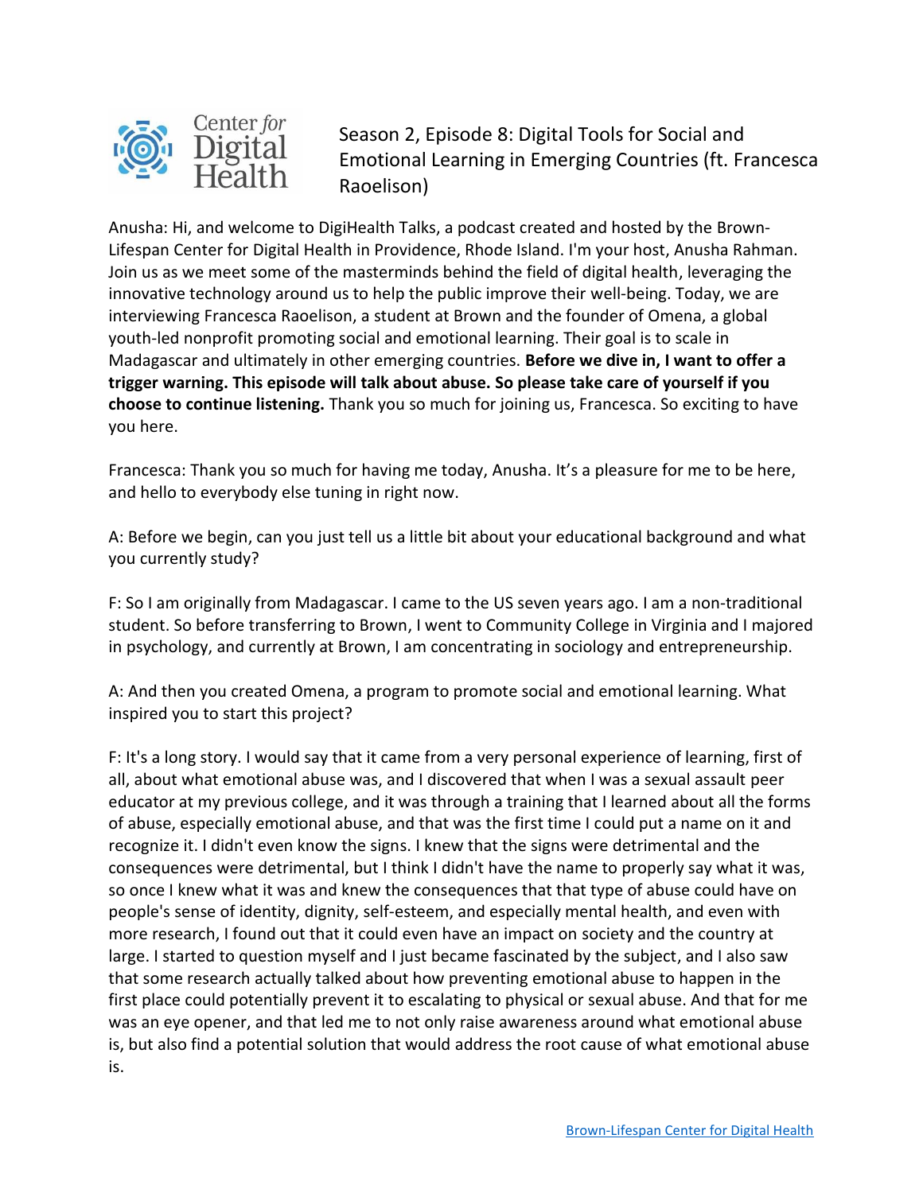# Season 2, Episode 8: Digital Tools for Social and Emotional Learning in Emerging Countries (ft. Francesca Raoelison)

Anusha: Hi, and welcome to DigiHealth Talks, a podcast created and hosted by the Brown-Lifespan Center for Digital Health in Providence, Rhode Island. I'm your host, Anusha Rahman. Join us as we meet some of the masterminds behind the field of digital health, leveraging the innovative technology around us to help the public improve their well-being. Today, we are interviewing Francesca Raoelison, a student at Brown and the founder of Omena, a global youth-led nonprofit promoting social and emotional learning. Their goal is to scale in Madagascar and ultimately in other emerging countries. **Before we dive in, I want to offer a trigger warning. This episode will talk about abuse. So please take care of yourself if you choose to continue listening.** Thank you so much for joining us, Francesca. So exciting to have you here.

Francesca: Thank you so much for having me today, Anusha. It's a pleasure for me to be here, and hello to everybody else tuning in right now.

A: Before we begin, can you just tell us a little bit about your educational background and what you currently study?

F: So I am originally from Madagascar. I came to the US seven years ago. I am a non-traditional student. So before transferring to Brown, I went to Community College in Virginia and I majored in psychology, and currently at Brown, I am concentrating in sociology and entrepreneurship.

A: And then you created Omena, a program to promote social and emotional learning. What inspired you to start this project?

F: It's a long story. I would say that it came from a very personal experience of learning, first of all, about what emotional abuse was, and I discovered that when I was a sexual assault peer educator at my previous college, and it was through a training that I learned about all the forms of abuse, especially emotional abuse, and that was the first time I could put a name on it and recognize it. I didn't even know the signs. I knew that the signs were detrimental and the consequences were detrimental, but I think I didn't have the name to properly say what it was, so once I knew what it was and knew the consequences that that type of abuse could have on people's sense of identity, dignity, self-esteem, and especially mental health, and even with more research, I found out that it could even have an impact on society and the country at large. I started to question myself and I just became fascinated by the subject, and I also saw that some research actually talked about how preventing emotional abuse to happen in the first place could potentially prevent it to escalating to physical or sexual abuse. And that for me was an eye opener, and that led me to not only raise awareness around what emotional abuse is, but also find a potential solution that would address the root cause of what emotional abuse is.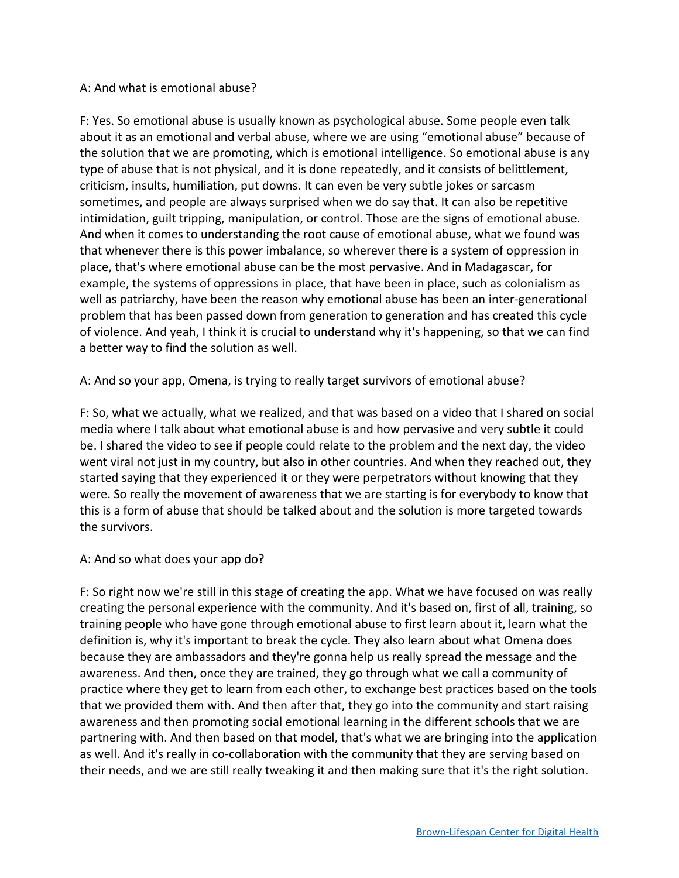A: And what is emotional abuse?

F: Yes. So emotional abuse is usually known as psychological abuse. Some people even talk about it as an emotional and verbal abuse, where we are using "emotional abuse" because of the solution that we are promoting, which is emotional intelligence. So emotional abuse is any type of abuse that is not physical, and it is done repeatedly, and it consists of belittlement, criticism, insults, humiliation, put downs. It can even be very subtle jokes or sarcasm sometimes, and people are always surprised when we do say that. It can also be repetitive intimidation, guilt tripping, manipulation, or control. Those are the signs of emotional abuse. And when it comes to understanding the root cause of emotional abuse, what we found was that whenever there is this power imbalance, so wherever there is a system of oppression in place, that's where emotional abuse can be the most pervasive. And in Madagascar, for example, the systems of oppressions in place, that have been in place, such as colonialism as well as patriarchy, have been the reason why emotional abuse has been an inter-generational problem that has been passed down from generation to generation and has created this cycle of violence. And yeah, I think it is crucial to understand why it's happening, so that we can find a better way to find the solution as well.

A: And so your app, Omena, is trying to really target survivors of emotional abuse?

F: So, what we actually, what we realized, and that was based on a video that I shared on social media where I talk about what emotional abuse is and how pervasive and very subtle it could be. I shared the video to see if people could relate to the problem and the next day, the video went viral not just in my country, but also in other countries. And when they reached out, they started saying that they experienced it or they were perpetrators without knowing that they were. So really the movement of awareness that we are starting is for everybody to know that this is a form of abuse that should be talked about and the solution is more targeted towards the survivors.

A: And so what does your app do?

F: So right now we're still in this stage of creating the app. What we have focused on was really creating the personal experience with the community. And it's based on, first of all, training, so training people who have gone through emotional abuse to first learn about it, learn what the definition is, why it's important to break the cycle. They also learn about what Omena does because they are ambassadors and they're gonna help us really spread the message and the awareness. And then, once they are trained, they go through what we call a community of practice where they get to learn from each other, to exchange best practices based on the tools that we provided them with. And then after that, they go into the community and start raising awareness and then promoting social emotional learning in the different schools that we are partnering with. And then based on that model, that's what we are bringing into the application as well. And it's really in co-collaboration with the community that they are serving based on their needs, and we are still really tweaking it and then making sure that it's the right solution.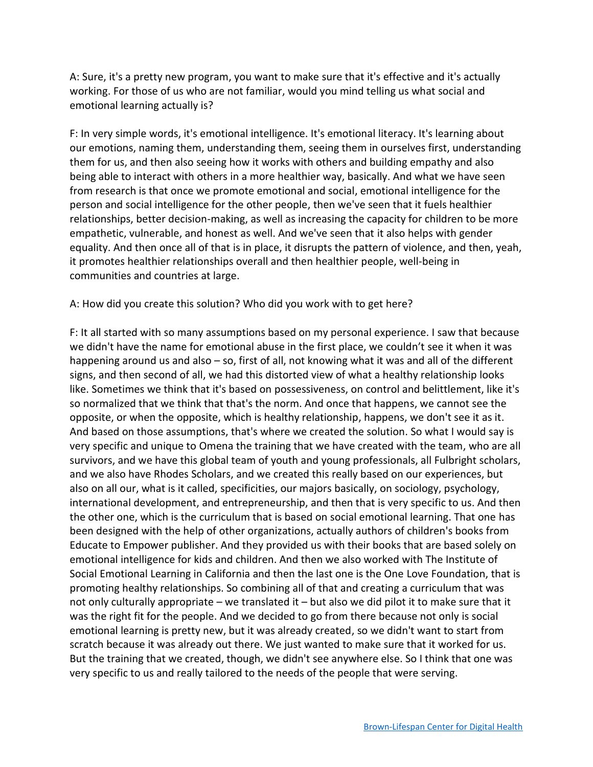A: Sure, it's a pretty new program, you want to make sure that it's effective and it's actually working. For those of us who are not familiar, would you mind telling us what social and emotional learning actually is?

F: In very simple words, it's emotional intelligence. It's emotional literacy. It's learning about our emotions, naming them, understanding them, seeing them in ourselves first, understanding them for us, and then also seeing how it works with others and building empathy and also being able to interact with others in a more healthier way, basically. And what we have seen from research is that once we promote emotional and social, emotional intelligence for the person and social intelligence for the other people, then we've seen that it fuels healthier relationships, better decision-making, as well as increasing the capacity for children to be more empathetic, vulnerable, and honest as well. And we've seen that it also helps with gender equality. And then once all of that is in place, it disrupts the pattern of violence, and then, yeah, it promotes healthier relationships overall and then healthier people, well-being in communities and countries at large.

A: How did you create this solution? Who did you work with to get here?

F: It all started with so many assumptions based on my personal experience. I saw that because we didn't have the name for emotional abuse in the first place, we couldn't see it when it was happening around us and also – so, first of all, not knowing what it was and all of the different signs, and then second of all, we had this distorted view of what a healthy relationship looks like. Sometimes we think that it's based on possessiveness, on control and belittlement, like it's so normalized that we think that that's the norm. And once that happens, we cannot see the opposite, or when the opposite, which is healthy relationship, happens, we don't see it as it. And based on those assumptions, that's where we created the solution. So what I would say is very specific and unique to Omena the training that we have created with the team, who are all survivors, and we have this global team of youth and young professionals, all Fulbright scholars, and we also have Rhodes Scholars, and we created this really based on our experiences, but also on all our, what is it called, specificities, our majors basically, on sociology, psychology, international development, and entrepreneurship, and then that is very specific to us. And then the other one, which is the curriculum that is based on social emotional learning. That one has been designed with the help of other organizations, actually authors of children's books from Educate to Empower publisher. And they provided us with their books that are based solely on emotional intelligence for kids and children. And then we also worked with The Institute of Social Emotional Learning in California and then the last one is the One Love Foundation, that is promoting healthy relationships. So combining all of that and creating a curriculum that was not only culturally appropriate – we translated it – but also we did pilot it to make sure that it was the right fit for the people. And we decided to go from there because not only is social emotional learning is pretty new, but it was already created, so we didn't want to start from scratch because it was already out there. We just wanted to make sure that it worked for us. But the training that we created, though, we didn't see anywhere else. So I think that one was very specific to us and really tailored to the needs of the people that were serving.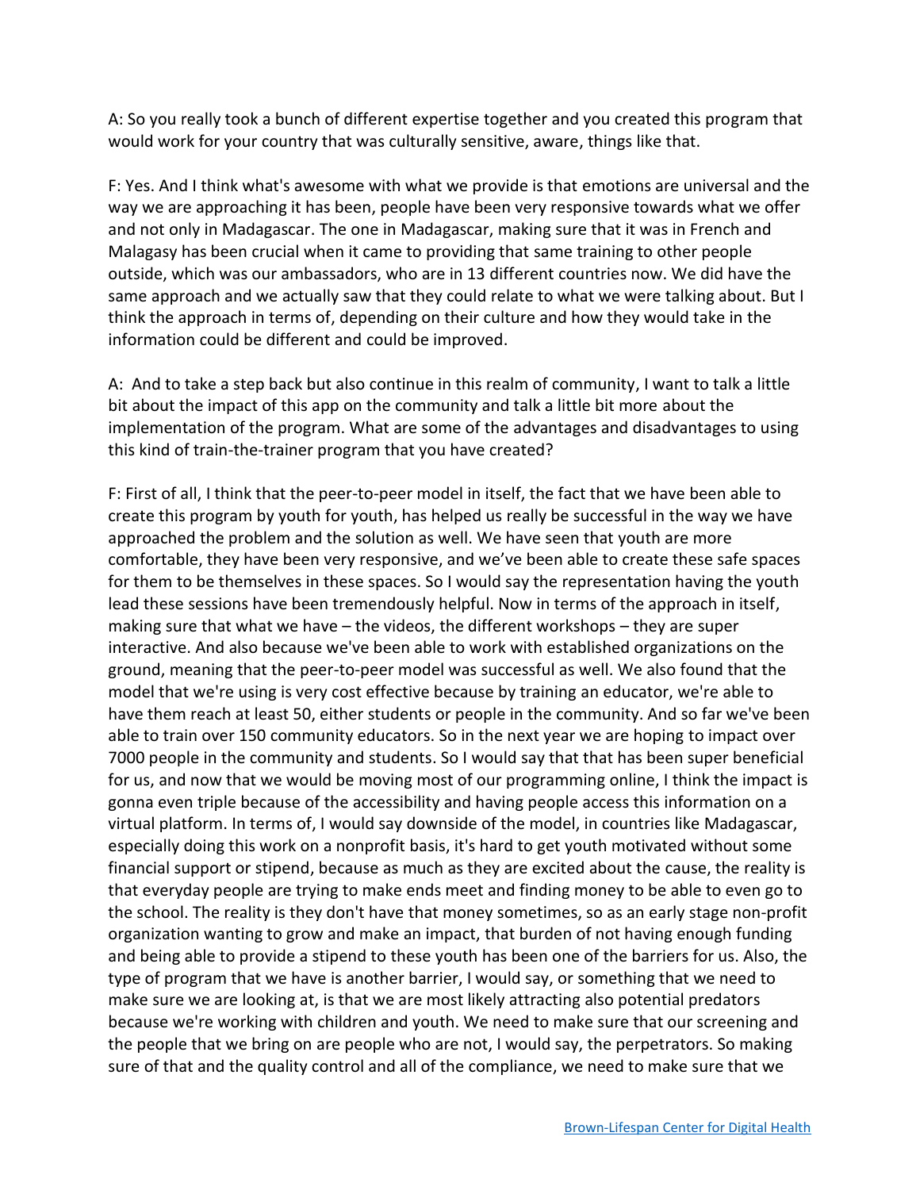A: So you really took a bunch of different expertise together and you created this program that would work for your country that was culturally sensitive, aware, things like that.

F: Yes. And I think what's awesome with what we provide is that emotions are universal and the way we are approaching it has been, people have been very responsive towards what we offer and not only in Madagascar. The one in Madagascar, making sure that it was in French and Malagasy has been crucial when it came to providing that same training to other people outside, which was our ambassadors, who are in 13 different countries now. We did have the same approach and we actually saw that they could relate to what we were talking about. But I think the approach in terms of, depending on their culture and how they would take in the information could be different and could be improved.

A: And to take a step back but also continue in this realm of community, I want to talk a little bit about the impact of this app on the community and talk a little bit more about the implementation of the program. What are some of the advantages and disadvantages to using this kind of train-the-trainer program that you have created?

F: First of all, I think that the peer-to-peer model in itself, the fact that we have been able to create this program by youth for youth, has helped us really be successful in the way we have approached the problem and the solution as well. We have seen that youth are more comfortable, they have been very responsive, and we've been able to create these safe spaces for them to be themselves in these spaces. So I would say the representation having the youth lead these sessions have been tremendously helpful. Now in terms of the approach in itself, making sure that what we have – the videos, the different workshops – they are super interactive. And also because we've been able to work with established organizations on the ground, meaning that the peer-to-peer model was successful as well. We also found that the model that we're using is very cost effective because by training an educator, we're able to have them reach at least 50, either students or people in the community. And so far we've been able to train over 150 community educators. So in the next year we are hoping to impact over 7000 people in the community and students. So I would say that that has been super beneficial for us, and now that we would be moving most of our programming online, I think the impact is gonna even triple because of the accessibility and having people access this information on a virtual platform. In terms of, I would say downside of the model, in countries like Madagascar, especially doing this work on a nonprofit basis, it's hard to get youth motivated without some financial support or stipend, because as much as they are excited about the cause, the reality is that everyday people are trying to make ends meet and finding money to be able to even go to the school. The reality is they don't have that money sometimes, so as an early stage non-profit organization wanting to grow and make an impact, that burden of not having enough funding and being able to provide a stipend to these youth has been one of the barriers for us. Also, the type of program that we have is another barrier, I would say, or something that we need to make sure we are looking at, is that we are most likely attracting also potential predators because we're working with children and youth. We need to make sure that our screening and the people that we bring on are people who are not, I would say, the perpetrators. So making sure of that and the quality control and all of the compliance, we need to make sure that we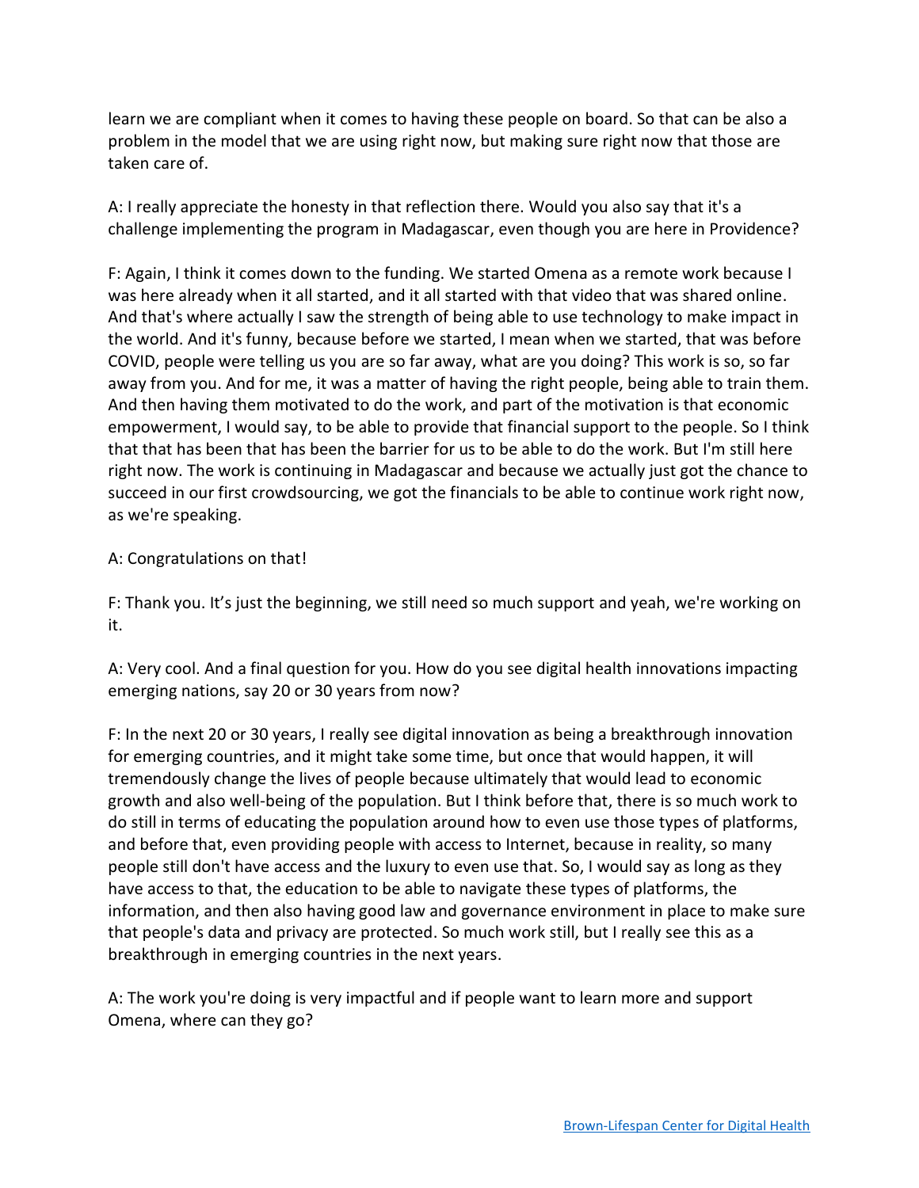learn we are compliant when it comes to having these people on board. So that can be also a problem in the model that we are using right now, but making sure right now that those are taken care of.

A: I really appreciate the honesty in that reflection there. Would you also say that it's a challenge implementing the program in Madagascar, even though you are here in Providence?

F: Again, I think it comes down to the funding. We started Omena as a remote work because I was here already when it all started, and it all started with that video that was shared online. And that's where actually I saw the strength of being able to use technology to make impact in the world. And it's funny, because before we started, I mean when we started, that was before COVID, people were telling us you are so far away, what are you doing? This work is so, so far away from you. And for me, it was a matter of having the right people, being able to train them. And then having them motivated to do the work, and part of the motivation is that economic empowerment, I would say, to be able to provide that financial support to the people. So I think that that has been that has been the barrier for us to be able to do the work. But I'm still here right now. The work is continuing in Madagascar and because we actually just got the chance to succeed in our first crowdsourcing, we got the financials to be able to continue work right now, as we're speaking.

A: Congratulations on that!

F: Thank you. It's just the beginning, we still need so much support and yeah, we're working on it.

A: Very cool. And a final question for you. How do you see digital health innovations impacting emerging nations, say 20 or 30 years from now?

F: In the next 20 or 30 years, I really see digital innovation as being a breakthrough innovation for emerging countries, and it might take some time, but once that would happen, it will tremendously change the lives of people because ultimately that would lead to economic growth and also well-being of the population. But I think before that, there is so much work to do still in terms of educating the population around how to even use those types of platforms, and before that, even providing people with access to Internet, because in reality, so many people still don't have access and the luxury to even use that. So, I would say as long as they have access to that, the education to be able to navigate these types of platforms, the information, and then also having good law and governance environment in place to make sure that people's data and privacy are protected. So much work still, but I really see this as a breakthrough in emerging countries in the next years.

A: The work you're doing is very impactful and if people want to learn more and support Omena, where can they go?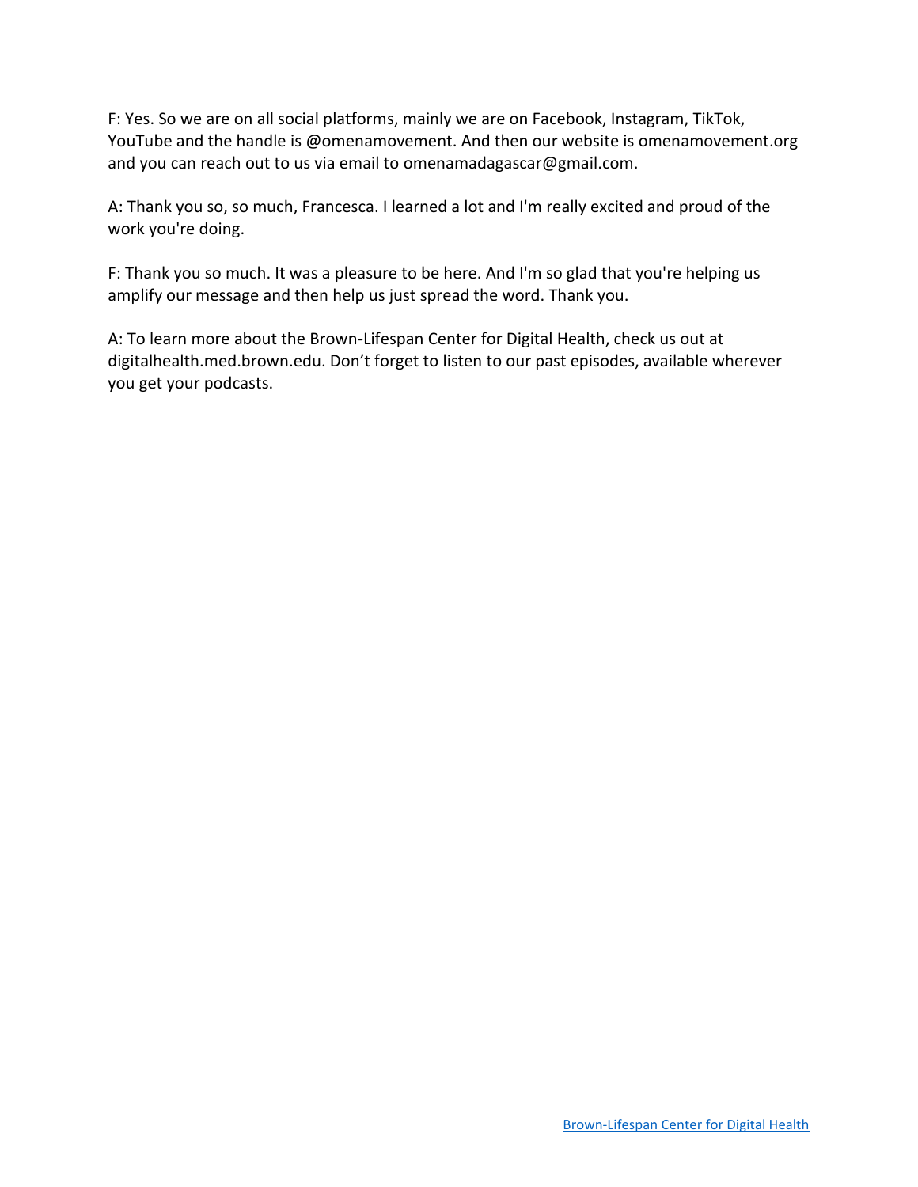F: Yes. So we are on all social platforms, mainly we are on Facebook, Instagram, TikTok, YouTube and the handle is @omenamovement. And then our website is omenamovement.org and you can reach out to us via email to omenamadagascar@gmail.com.

A: Thank you so, so much, Francesca. I learned a lot and I'm really excited and proud of the work you're doing.

F: Thank you so much. It was a pleasure to be here. And I'm so glad that you're helping us amplify our message and then help us just spread the word. Thank you.

A: To learn more about the Brown-Lifespan Center for Digital Health, check us out at digitalhealth.med.brown.edu. Don't forget to listen to our past episodes, available wherever you get your podcasts.